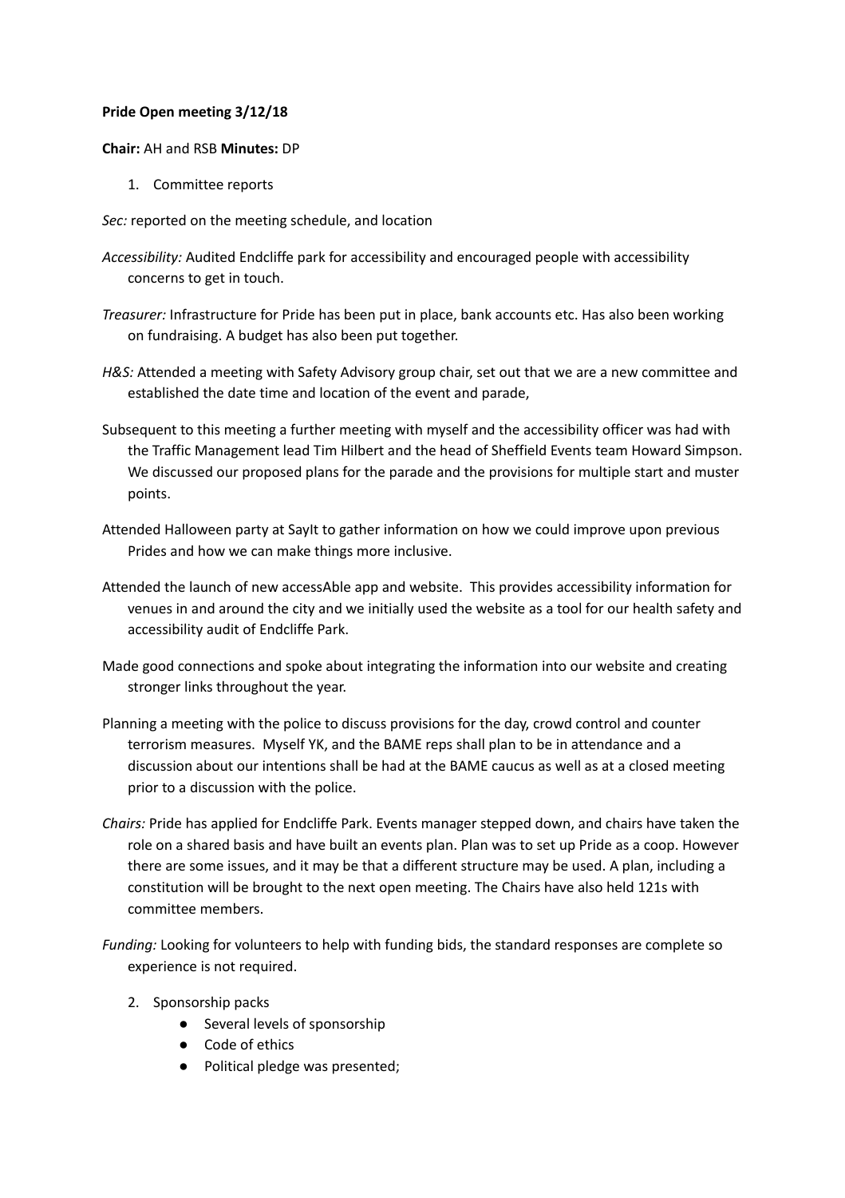**Pride Open meeting 3/12/18**

**Chair:** AH and RSB **Minutes:** DP

1. Committee reports

*Sec:* reported on the meeting schedule, and location

*Accessibility:* Audited Endcliffe park for accessibility and encouraged people with accessibility concerns to get in touch.

*Treasurer:* Infrastructure for Pride has been put in place, bank accounts etc. Has also been working on fundraising. A budget has also been put together.

*H&S:* Attended a meeting with Safety Advisory group chair, set out that we are a new committee and established the date time and location of the event and parade,

Subsequent to this meeting a further meeting with myself and the accessibility officer was had with the Traffic Management lead Tim Hilbert and the head of Sheffield Events team Howard Simpson. We discussed our proposed plans for the parade and the provisions for multiple start and muster points.

Attended Halloween party at SayIt to gather information on how we could improve upon previous Prides and how we can make things more inclusive.

Attended the launch of new accessAble app and website. This provides accessibility information for venues in and around the city and we initially used the website as a tool for our health safety and accessibility audit of Endcliffe Park.

Made good connections and spoke about integrating the information into our website and creating stronger links throughout the year.

Planning a meeting with the police to discuss provisions for the day, crowd control and counter terrorism measures. Myself YK, and the BAME reps shall plan to be in attendance and a discussion about our intentions shall be had at the BAME caucus as well as at a closed meeting prior to a discussion with the police.

*Chairs:* Pride has applied for Endcliffe Park. Events manager stepped down, and chairs have taken the role on a shared basis and have built an events plan. Plan was to set up Pride as a coop. However there are some issues, and it may be that a different structure may be used. A plan, including a constitution will be brought to the next open meeting. The Chairs have also held 121s with committee members.

*Funding:* Looking for volunteers to help with funding bids, the standard responses are complete so experience is not required.

2. Sponsorship packs
   - Several levels of sponsorship
   - Code of ethics
   - Political pledge was presented;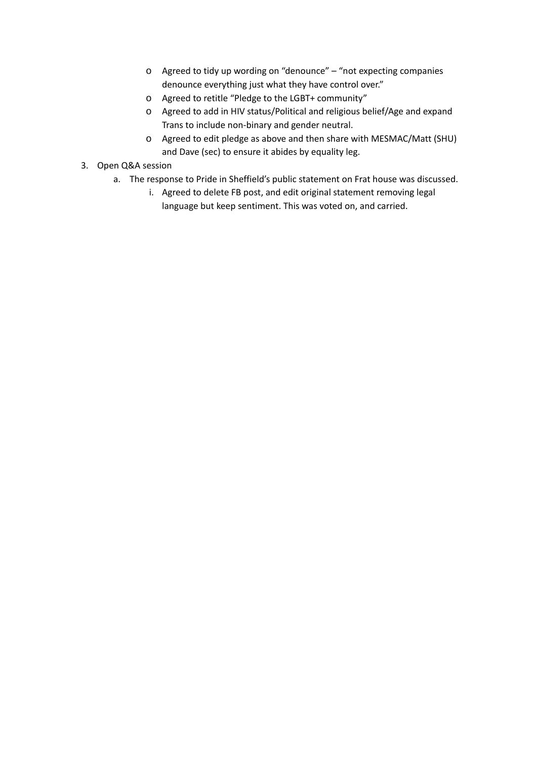- Agreed to tidy up wording on "denounce" – "not expecting companies denounce everything just what they have control over."
    - Agreed to retitle "Pledge to the LGBT+ community"
    - Agreed to add in HIV status/Political and religious belief/Age and expand Trans to include non-binary and gender neutral.
    - Agreed to edit pledge as above and then share with MESMAC/Matt (SHU) and Dave (sec) to ensure it abides by equality leg.

3. Open Q&A session
    a. The response to Pride in Sheffield's public statement on Frat house was discussed.
        i. Agreed to delete FB post, and edit original statement removing legal language but keep sentiment. This was voted on, and carried.